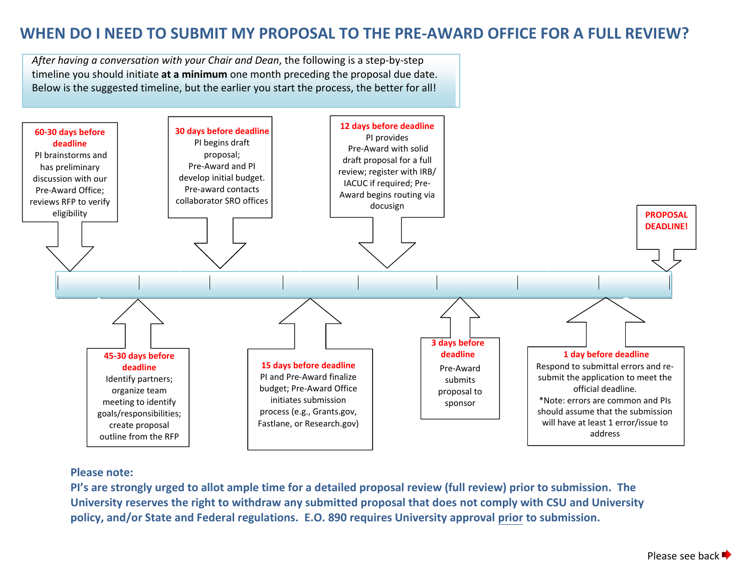# WHEN DO I NEED TO SUBMIT MY PROPOSAL TO THE PRE-AWARD OFFICE FOR A FULL REVIEW?

*After having a conversation with your Chair and Dean*, the following is a step-by-step timeline you should initiate **at a minimum** one month preceding the proposal due date. Below is the suggested timeline, but the earlier you start the process, the better for all!

**60-30 days before deadline**
PI brainstorms and has preliminary discussion with our Pre-Award Office; reviews RFP to verify eligibility

**45-30 days before deadline**
Identify partners; organize team meeting to identify goals/responsibilities; create proposal outline from the RFP

**30 days before deadline**
PI begins draft proposal; Pre-Award and PI develop initial budget. Pre-award contacts collaborator SRO offices

**15 days before deadline**
PI and Pre-Award finalize budget; Pre-Award Office initiates submission process (e.g., Grants.gov, Fastlane, or Research.gov)

**12 days before deadline**
PI provides Pre-Award with solid draft proposal for a full review; register with IRB/ IACUC if required; Pre-Award begins routing via docusign

**3 days before deadline**
Pre-Award submits proposal to sponsor

**1 day before deadline**
Respond to submittal errors and re-submit the application to meet the official deadline.
*Note: errors are common and PIs should assume that the submission will have at least 1 error/issue to address

**PROPOSAL DEADLINE!**

**Please note:**
**PI's are strongly urged to allot ample time for a detailed proposal review (full review) prior to submission. The University reserves the right to withdraw any submitted proposal that does not comply with CSU and University policy, and/or State and Federal regulations. E.O. 890 requires University approval prior to submission.**

Please see back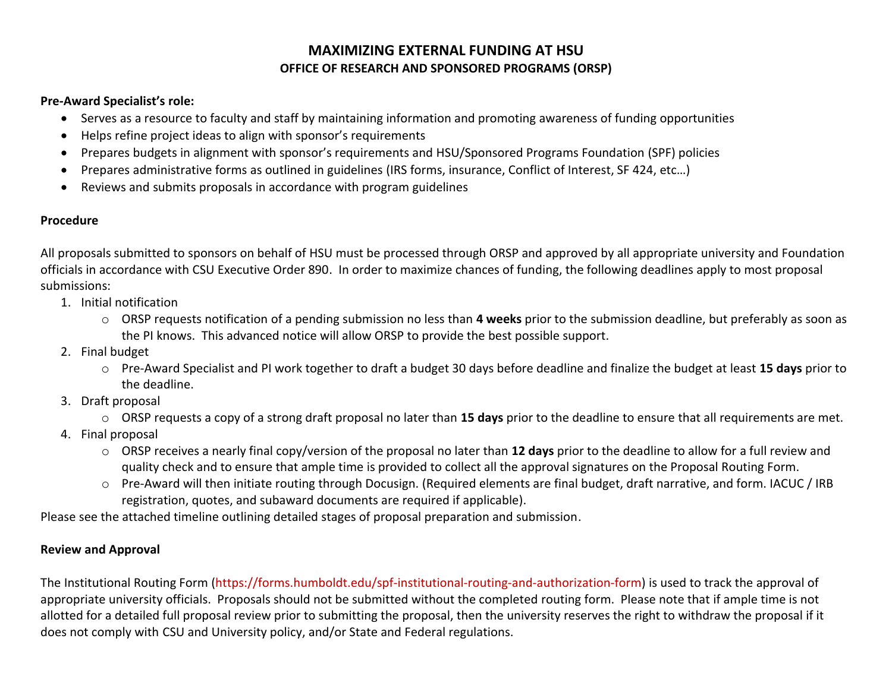# MAXIMIZING EXTERNAL FUNDING AT HSU

## OFFICE OF RESEARCH AND SPONSORED PROGRAMS (ORSP)

**Pre-Award Specialist's role:**

- Serves as a resource to faculty and staff by maintaining information and promoting awareness of funding opportunities
- Helps refine project ideas to align with sponsor's requirements
- Prepares budgets in alignment with sponsor's requirements and HSU/Sponsored Programs Foundation (SPF) policies
- Prepares administrative forms as outlined in guidelines (IRS forms, insurance, Conflict of Interest, SF 424, etc…)
- Reviews and submits proposals in accordance with program guidelines

**Procedure**

All proposals submitted to sponsors on behalf of HSU must be processed through ORSP and approved by all appropriate university and Foundation officials in accordance with CSU Executive Order 890. In order to maximize chances of funding, the following deadlines apply to most proposal submissions:

1. Initial notification
   - ORSP requests notification of a pending submission no less than **4 weeks** prior to the submission deadline, but preferably as soon as the PI knows. This advanced notice will allow ORSP to provide the best possible support.
2. Final budget
   - Pre-Award Specialist and PI work together to draft a budget 30 days before deadline and finalize the budget at least **15 days** prior to the deadline.
3. Draft proposal
   - ORSP requests a copy of a strong draft proposal no later than **15 days** prior to the deadline to ensure that all requirements are met.
4. Final proposal
   - ORSP receives a nearly final copy/version of the proposal no later than **12 days** prior to the deadline to allow for a full review and quality check and to ensure that ample time is provided to collect all the approval signatures on the Proposal Routing Form.
   - Pre-Award will then initiate routing through Docusign. (Required elements are final budget, draft narrative, and form. IACUC / IRB registration, quotes, and subaward documents are required if applicable).

Please see the attached timeline outlining detailed stages of proposal preparation and submission.

**Review and Approval**

The Institutional Routing Form (https://forms.humboldt.edu/spf-institutional-routing-and-authorization-form) is used to track the approval of appropriate university officials. Proposals should not be submitted without the completed routing form. Please note that if ample time is not allotted for a detailed full proposal review prior to submitting the proposal, then the university reserves the right to withdraw the proposal if it does not comply with CSU and University policy, and/or State and Federal regulations.